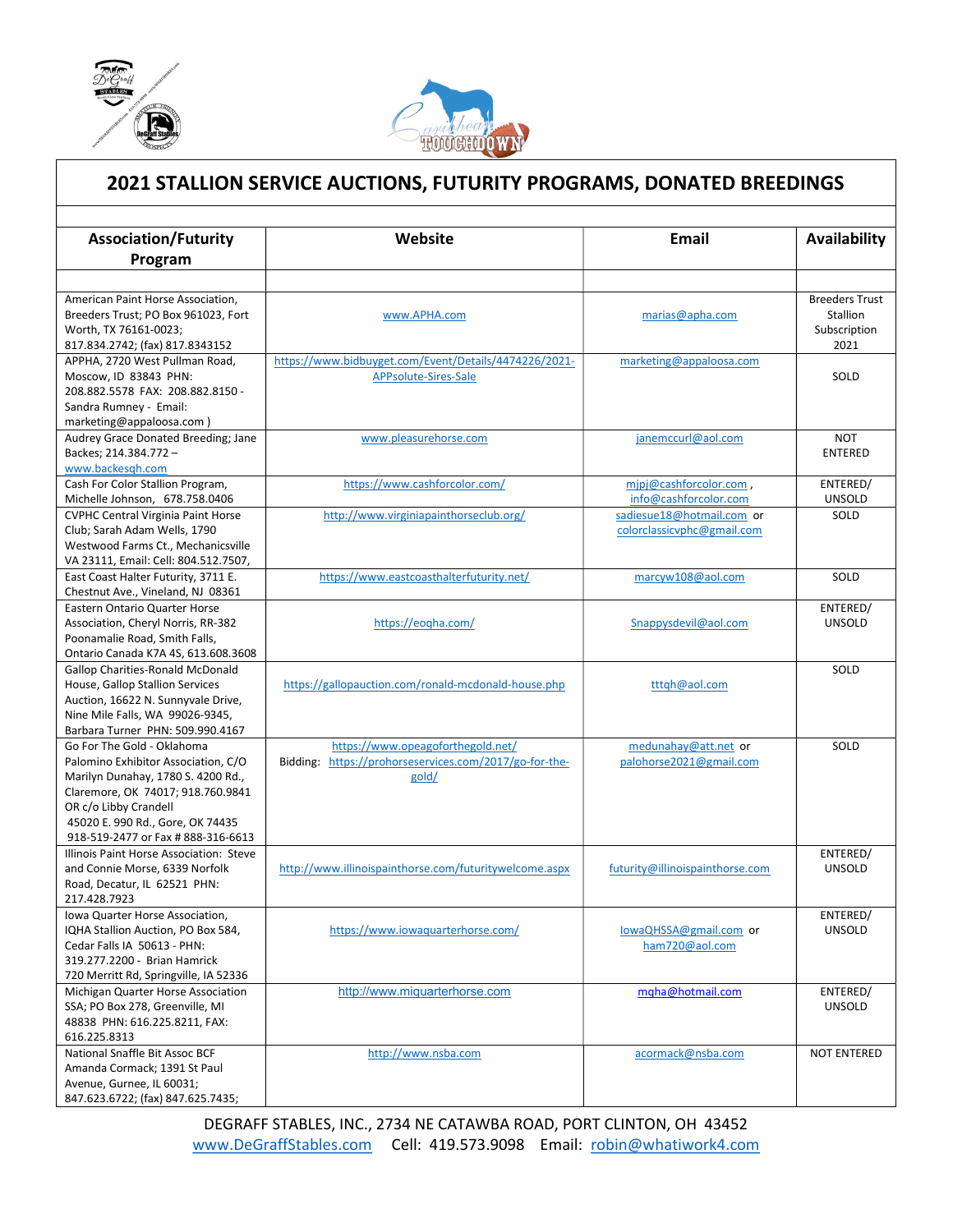# 2021 STALLION SERVICE AUCTIONS, FUTURITY PROGRAMS, DONATED BREEDINGS

| Association/Futurity Program | Website | Email | Availability |
|---|---|---|---|
| | | | |
| American Paint Horse Association, Breeders Trust; PO Box 961023, Fort Worth, TX 76161-0023; 817.834.2742; (fax) 817.8343152 | www.APHA.com | marias@apha.com | Breeders Trust Stallion Subscription 2021 |
| APPHA, 2720 West Pullman Road, Moscow, ID 83843 PHN: 208.882.5578 FAX: 208.882.8150 - Sandra Rumney - Email: marketing@appaloosa.com ) | https://www.bidbuyget.com/Event/Details/4474226/2021-APPsolute-Sires-Sale | marketing@appaloosa.com | SOLD |
| Audrey Grace Donated Breeding; Jane Backes; 214.384.772 – www.backesqh.com | www.pleasurehorse.com | janemccurl@aol.com | NOT ENTERED |
| Cash For Color Stallion Program, Michelle Johnson, 678.758.0406 | https://www.cashforcolor.com/ | mjpj@cashforcolor.com , info@cashforcolor.com | ENTERED/ UNSOLD |
| CVPHC Central Virginia Paint Horse Club; Sarah Adam Wells, 1790 Westwood Farms Ct., Mechanicsville VA 23111, Email: Cell: 804.512.7507, | http://www.virginiapainthorseclub.org/ | sadiesue18@hotmail.com or colorclassicvphc@gmail.com | SOLD |
| East Coast Halter Futurity, 3711 E. Chestnut Ave., Vineland, NJ 08361 | https://www.eastcoasthalterfuturity.net/ | marcyw108@aol.com | SOLD |
| Eastern Ontario Quarter Horse Association, Cheryl Norris, RR-382 Poonamalie Road, Smith Falls, Ontario Canada K7A 4S, 613.608.3608 | https://eoqha.com/ | Snappysdevil@aol.com | ENTERED/ UNSOLD |
| Gallop Charities-Ronald McDonald House, Gallop Stallion Services Auction, 16622 N. Sunnyvale Drive, Nine Mile Falls, WA 99026-9345, Barbara Turner PHN: 509.990.4167 | https://gallopauction.com/ronald-mcdonald-house.php | tttqh@aol.com | SOLD |
| Go For The Gold - Oklahoma Palomino Exhibitor Association, C/O Marilyn Dunahay, 1780 S. 4200 Rd., Claremore, OK 74017; 918.760.9841 OR c/o Libby Crandell 45020 E. 990 Rd., Gore, OK 74435 918-519-2477 or Fax # 888-316-6613 | https://www.opeagoforthegold.net/ Bidding: https://prohorseservices.com/2017/go-for-the-gold/ | medunahay@att.net or palohorse2021@gmail.com | SOLD |
| Illinois Paint Horse Association: Steve and Connie Morse, 6339 Norfolk Road, Decatur, IL 62521 PHN: 217.428.7923 | http://www.illinoispainthorse.com/futuritywelcome.aspx | futurity@illinoispainthorse.com | ENTERED/ UNSOLD |
| Iowa Quarter Horse Association, IQHA Stallion Auction, PO Box 584, Cedar Falls IA 50613 - PHN: 319.277.2200 - Brian Hamrick 720 Merritt Rd, Springville, IA 52336 | https://www.iowaquarterhorse.com/ | IowaQHSSA@gmail.com or ham720@aol.com | ENTERED/ UNSOLD |
| Michigan Quarter Horse Association SSA; PO Box 278, Greenville, MI 48838 PHN: 616.225.8211, FAX: 616.225.8313 | http://www.miquarterhorse.com | mqha@hotmail.com | ENTERED/ UNSOLD |
| National Snaffle Bit Assoc BCF Amanda Cormack; 1391 St Paul Avenue, Gurnee, IL 60031; 847.623.6722; (fax) 847.625.7435; | http://www.nsba.com | acormack@nsba.com | NOT ENTERED |

DEGRAFF STABLES, INC., 2734 NE CATAWBA ROAD, PORT CLINTON, OH 43452
www.DeGraffStables.com Cell: 419.573.9098 Email: robin@whatiwork4.com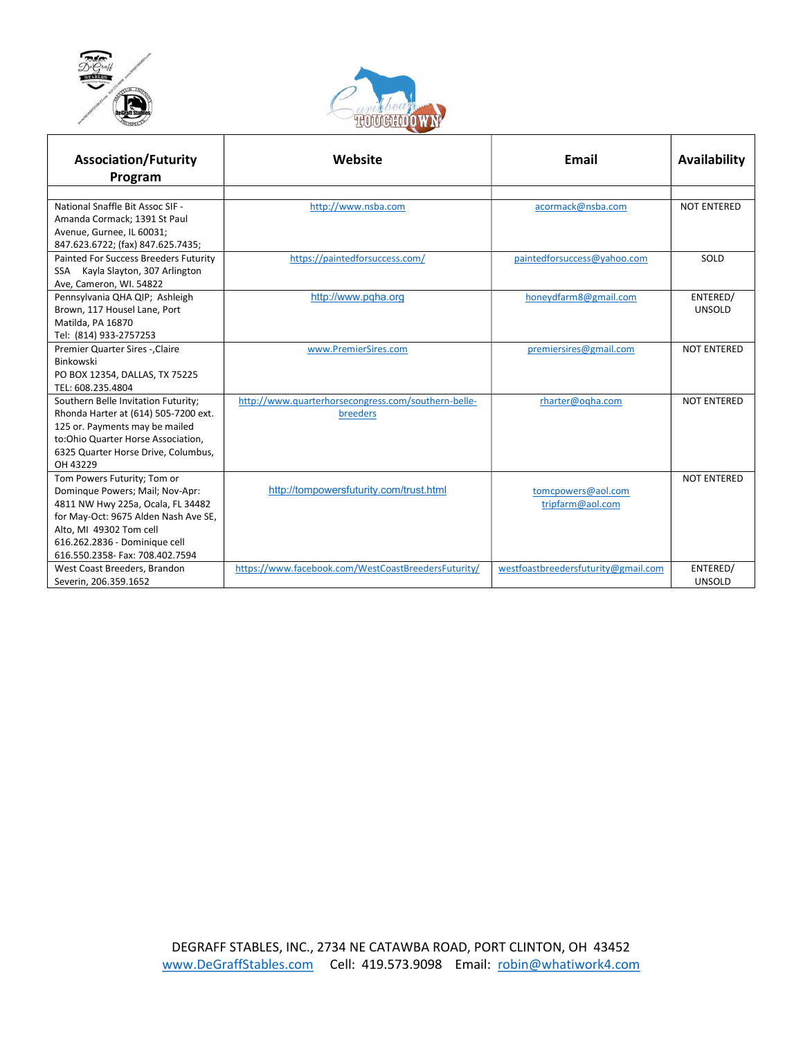| Association/Futurity Program | Website | Email | Availability |
|---|---|---|---|
| | | | |
| National Snaffle Bit Assoc SIF - Amanda Cormack; 1391 St Paul Avenue, Gurnee, IL 60031; 847.623.6722; (fax) 847.625.7435; | http://www.nsba.com | acormack@nsba.com | NOT ENTERED |
| Painted For Success Breeders Futurity SSA Kayla Slayton, 307 Arlington Ave, Cameron, WI. 54822 | https://paintedforsuccess.com/ | paintedforsuccess@yahoo.com | SOLD |
| Pennsylvania QHA QIP; Ashleigh Brown, 117 Housel Lane, Port Matilda, PA 16870 Tel: (814) 933-2757253 | http://www.pqha.org | honeydfarm8@gmail.com | ENTERED/ UNSOLD |
| Premier Quarter Sires -,Claire Binkowski PO BOX 12354, DALLAS, TX 75225 TEL: 608.235.4804 | www.PremierSires.com | premiersires@gmail.com | NOT ENTERED |
| Southern Belle Invitation Futurity; Rhonda Harter at (614) 505-7200 ext. 125 or. Payments may be mailed to:Ohio Quarter Horse Association, 6325 Quarter Horse Drive, Columbus, OH 43229 | http://www.quarterhorsecongress.com/southern-belle-breeders | rharter@oqha.com | NOT ENTERED |
| Tom Powers Futurity; Tom or Dominque Powers; Mail; Nov-Apr: 4811 NW Hwy 225a, Ocala, FL 34482 for May-Oct: 9675 Alden Nash Ave SE, Alto, MI 49302 Tom cell 616.262.2836 - Dominique cell 616.550.2358- Fax: 708.402.7594 | http://tompowersfuturity.com/trust.html | tomcpowers@aol.com tripfarm@aol.com | NOT ENTERED |
| West Coast Breeders, Brandon Severin, 206.359.1652 | https://www.facebook.com/WestCoastBreedersFuturity/ | westfoastbreedersfuturity@gmail.com | ENTERED/ UNSOLD |

DEGRAFF STABLES, INC., 2734 NE CATAWBA ROAD, PORT CLINTON, OH 43452
www.DeGraffStables.com Cell: 419.573.9098 Email: robin@whatiwork4.com